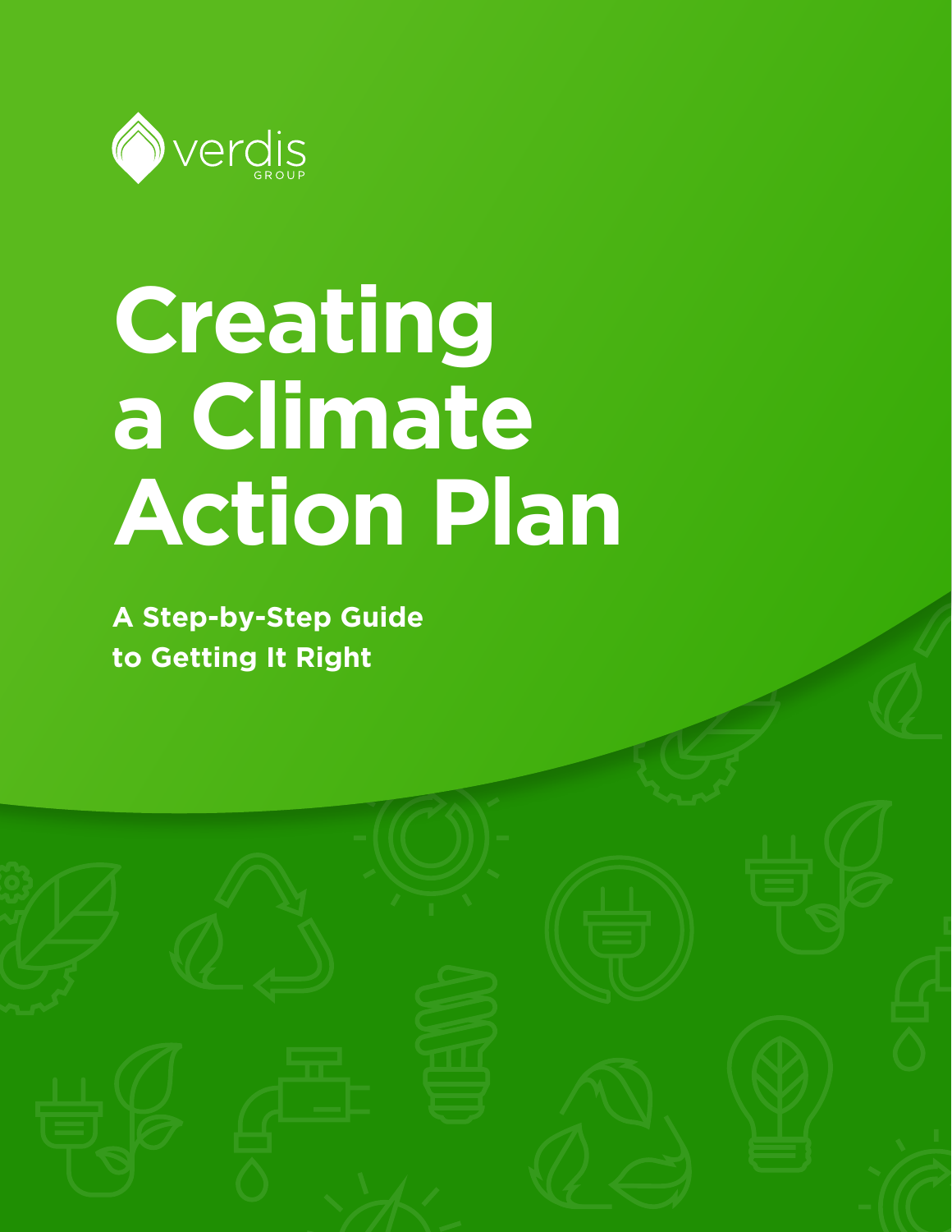verdis GROUP

# Creating a Climate Action Plan

**A Step-by-Step Guide to Getting It Right**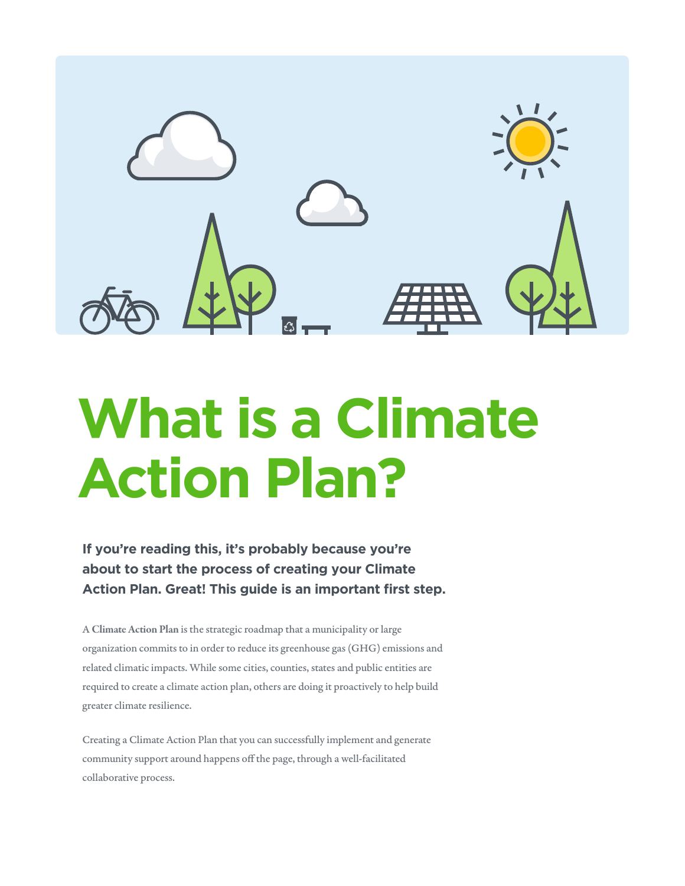# What is a Climate Action Plan?

**If you're reading this, it's probably because you're about to start the process of creating your Climate Action Plan. Great! This guide is an important first step.**

A **Climate Action Plan** is the strategic roadmap that a municipality or large organization commits to in order to reduce its greenhouse gas (GHG) emissions and related climatic impacts. While some cities, counties, states and public entities are required to create a climate action plan, others are doing it proactively to help build greater climate resilience.

Creating a Climate Action Plan that you can successfully implement and generate community support around happens off the page, through a well-facilitated collaborative process.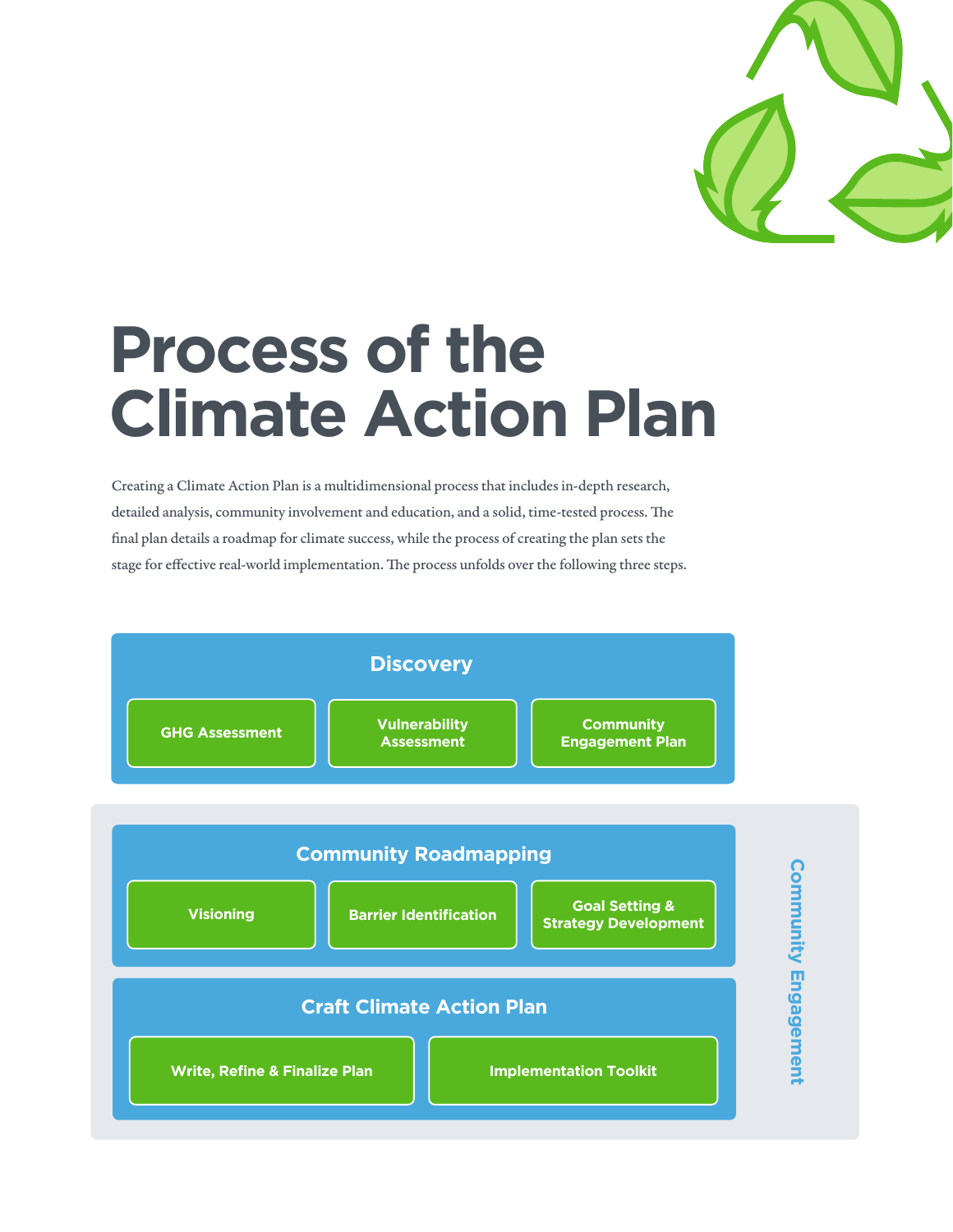# Process of the Climate Action Plan

Creating a Climate Action Plan is a multidimensional process that includes in-depth research, detailed analysis, community involvement and education, and a solid, time-tested process. The final plan details a roadmap for climate success, while the process of creating the plan sets the stage for effective real-world implementation. The process unfolds over the following three steps.

### Discovery

- GHG Assessment
- Vulnerability Assessment
- Community Engagement Plan

### Community Roadmapping

- Visioning
- Barrier Identification
- Goal Setting & Strategy Development

### Craft Climate Action Plan

- Write, Refine & Finalize Plan
- Implementation Toolkit

Community Engagement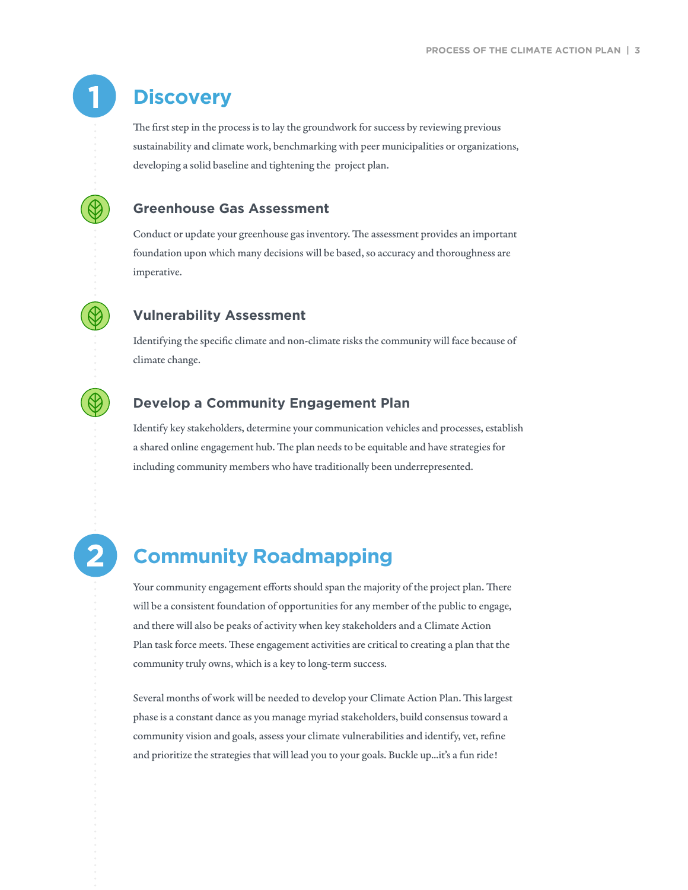# 1 Discovery

The first step in the process is to lay the groundwork for success by reviewing previous sustainability and climate work, benchmarking with peer municipalities or organizations, developing a solid baseline and tightening the project plan.

### Greenhouse Gas Assessment

Conduct or update your greenhouse gas inventory. The assessment provides an important foundation upon which many decisions will be based, so accuracy and thoroughness are imperative.

### Vulnerability Assessment

Identifying the specific climate and non-climate risks the community will face because of climate change.

### Develop a Community Engagement Plan

Identify key stakeholders, determine your communication vehicles and processes, establish a shared online engagement hub. The plan needs to be equitable and have strategies for including community members who have traditionally been underrepresented.

# 2 Community Roadmapping

Your community engagement efforts should span the majority of the project plan. There will be a consistent foundation of opportunities for any member of the public to engage, and there will also be peaks of activity when key stakeholders and a Climate Action Plan task force meets. These engagement activities are critical to creating a plan that the community truly owns, which is a key to long-term success.

Several months of work will be needed to develop your Climate Action Plan. This largest phase is a constant dance as you manage myriad stakeholders, build consensus toward a community vision and goals, assess your climate vulnerabilities and identify, vet, refine and prioritize the strategies that will lead you to your goals. Buckle up...it's a fun ride!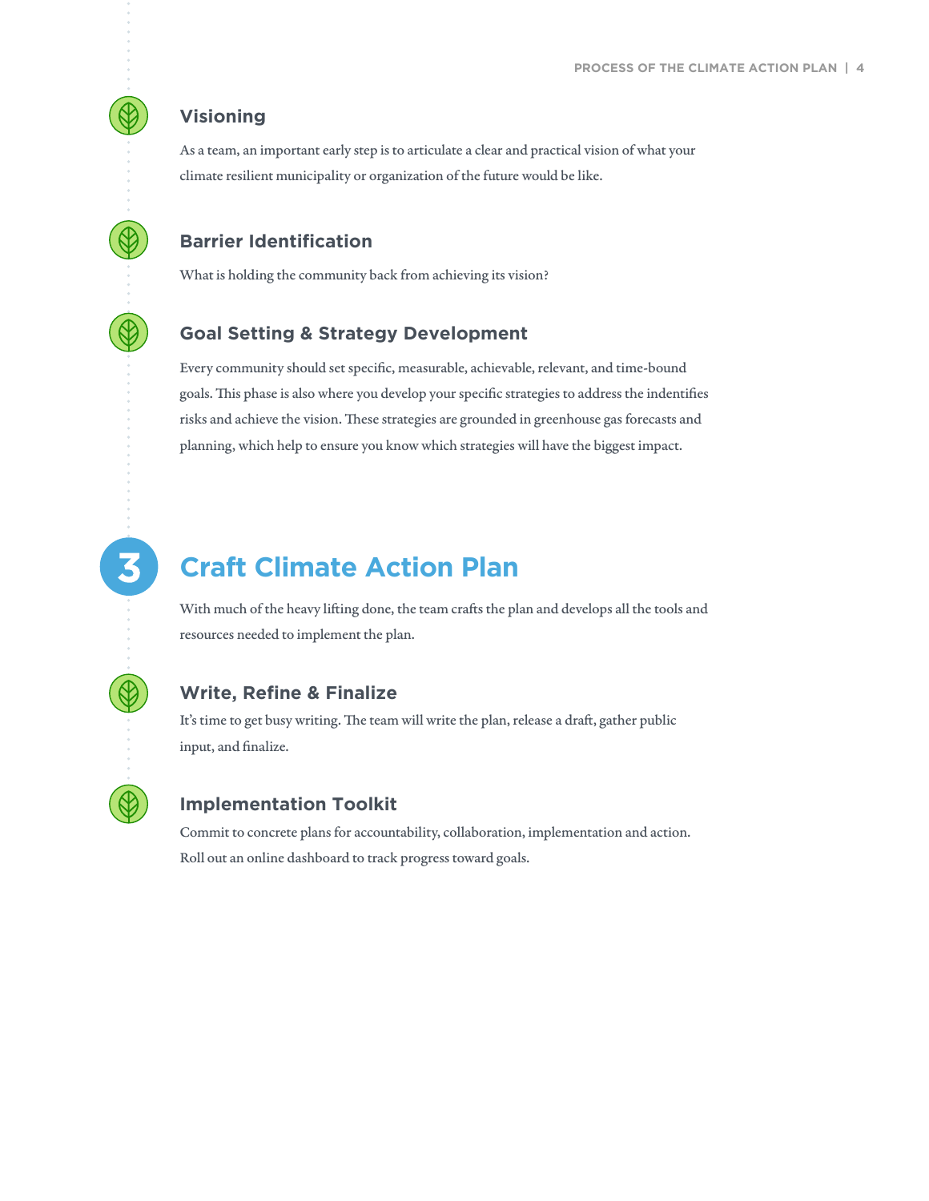### Visioning

As a team, an important early step is to articulate a clear and practical vision of what your climate resilient municipality or organization of the future would be like.

### Barrier Identification

What is holding the community back from achieving its vision?

### Goal Setting & Strategy Development

Every community should set specific, measurable, achievable, relevant, and time-bound goals. This phase is also where you develop your specific strategies to address the indentifies risks and achieve the vision. These strategies are grounded in greenhouse gas forecasts and planning, which help to ensure you know which strategies will have the biggest impact.

## 3 Craft Climate Action Plan

With much of the heavy lifting done, the team crafts the plan and develops all the tools and resources needed to implement the plan.

### Write, Refine & Finalize

It's time to get busy writing. The team will write the plan, release a draft, gather public input, and finalize.

### Implementation Toolkit

Commit to concrete plans for accountability, collaboration, implementation and action. Roll out an online dashboard to track progress toward goals.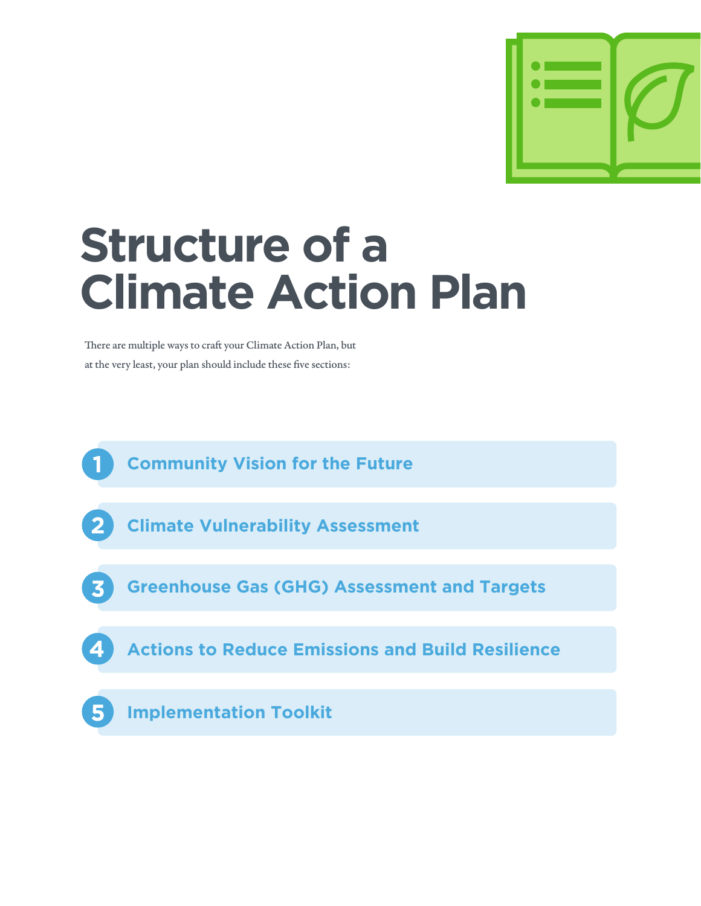# Structure of a Climate Action Plan

There are multiple ways to craft your Climate Action Plan, but at the very least, your plan should include these five sections:

1. Community Vision for the Future
2. Climate Vulnerability Assessment
3. Greenhouse Gas (GHG) Assessment and Targets
4. Actions to Reduce Emissions and Build Resilience
5. Implementation Toolkit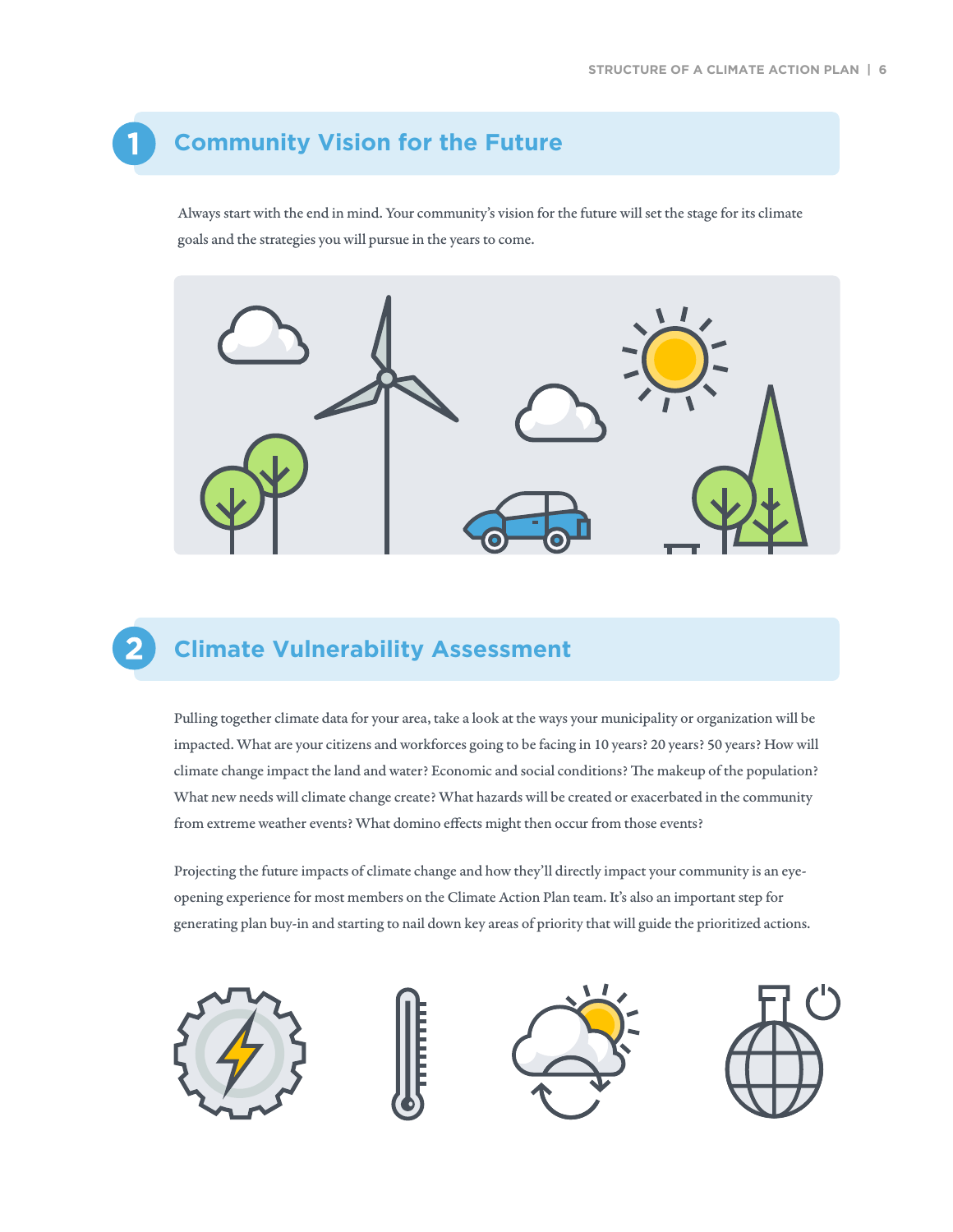## 1 Community Vision for the Future

Always start with the end in mind. Your community's vision for the future will set the stage for its climate goals and the strategies you will pursue in the years to come.

## 2 Climate Vulnerability Assessment

Pulling together climate data for your area, take a look at the ways your municipality or organization will be impacted. What are your citizens and workforces going to be facing in 10 years? 20 years? 50 years? How will climate change impact the land and water? Economic and social conditions? The makeup of the population? What new needs will climate change create? What hazards will be created or exacerbated in the community from extreme weather events? What domino effects might then occur from those events?

Projecting the future impacts of climate change and how they'll directly impact your community is an eye-opening experience for most members on the Climate Action Plan team. It's also an important step for generating plan buy-in and starting to nail down key areas of priority that will guide the prioritized actions.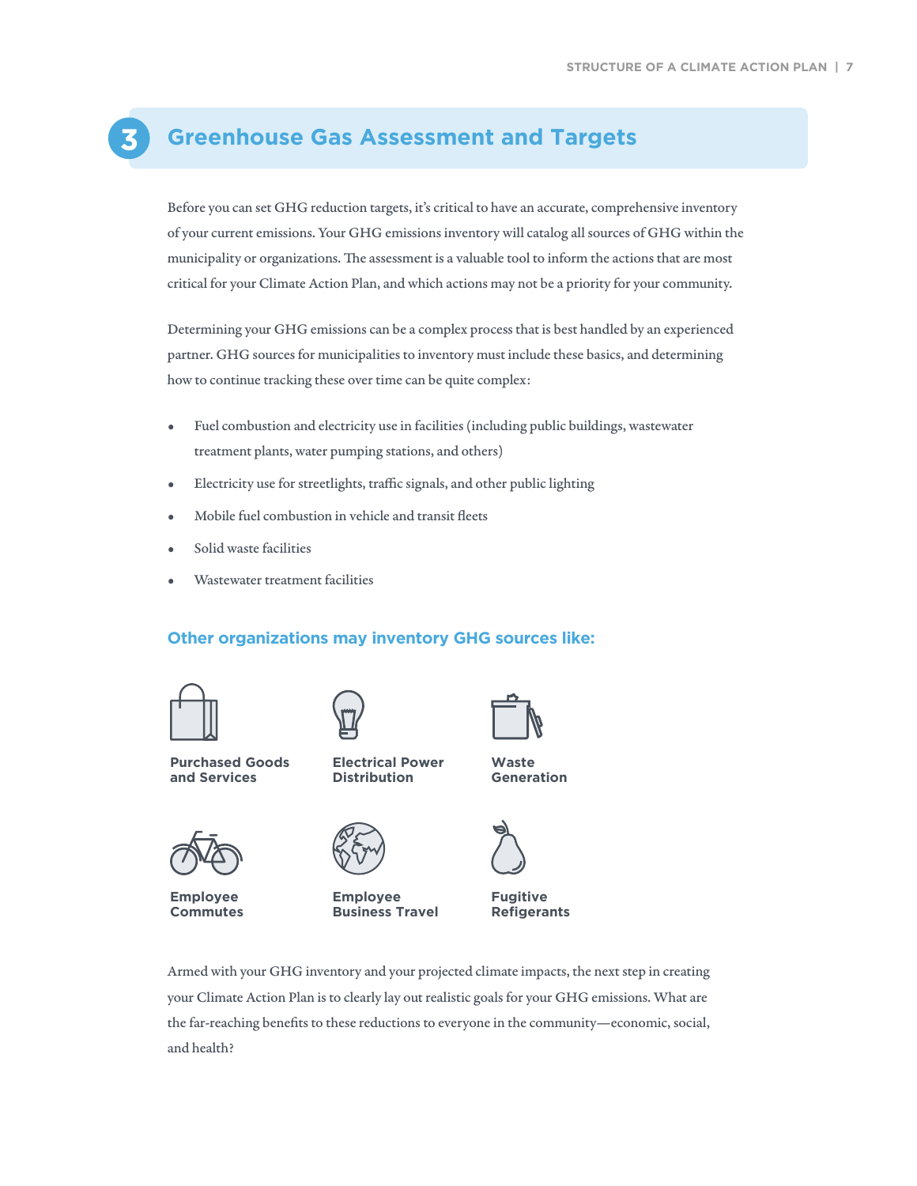## 3 Greenhouse Gas Assessment and Targets

Before you can set GHG reduction targets, it's critical to have an accurate, comprehensive inventory of your current emissions. Your GHG emissions inventory will catalog all sources of GHG within the municipality or organizations. The assessment is a valuable tool to inform the actions that are most critical for your Climate Action Plan, and which actions may not be a priority for your community.

Determining your GHG emissions can be a complex process that is best handled by an experienced partner. GHG sources for municipalities to inventory must include these basics, and determining how to continue tracking these over time can be quite complex:

- Fuel combustion and electricity use in facilities (including public buildings, wastewater treatment plants, water pumping stations, and others)
- Electricity use for streetlights, traffic signals, and other public lighting
- Mobile fuel combustion in vehicle and transit fleets
- Solid waste facilities
- Wastewater treatment facilities

### Other organizations may inventory GHG sources like:

**Purchased Goods and Services**

**Electrical Power Distribution**

**Waste Generation**

**Employee Commutes**

**Employee Business Travel**

**Fugitive Refigerants**

Armed with your GHG inventory and your projected climate impacts, the next step in creating your Climate Action Plan is to clearly lay out realistic goals for your GHG emissions. What are the far-reaching benefits to these reductions to everyone in the community—economic, social, and health?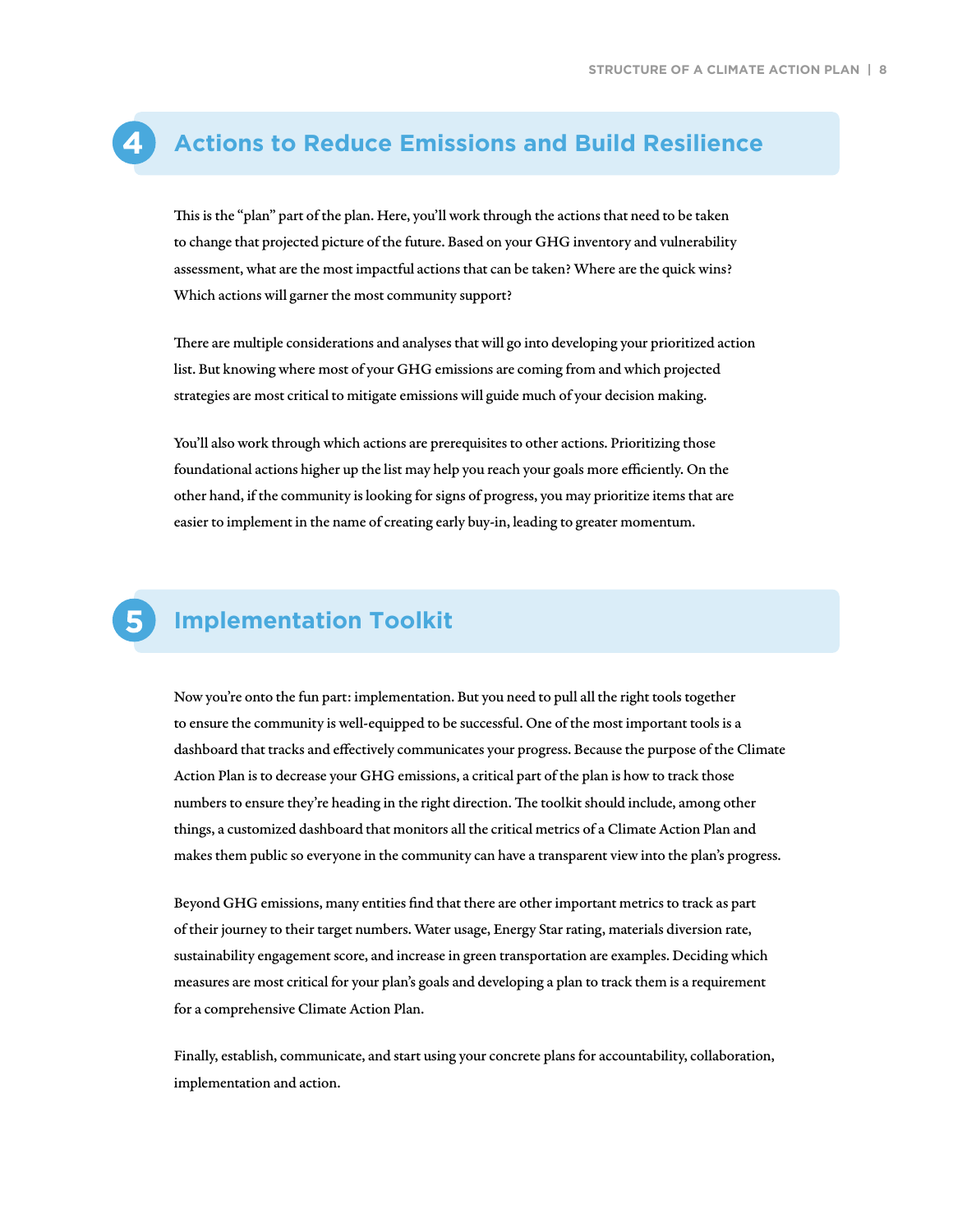## 4 Actions to Reduce Emissions and Build Resilience

This is the "plan" part of the plan. Here, you'll work through the actions that need to be taken to change that projected picture of the future. Based on your GHG inventory and vulnerability assessment, what are the most impactful actions that can be taken? Where are the quick wins? Which actions will garner the most community support?

There are multiple considerations and analyses that will go into developing your prioritized action list. But knowing where most of your GHG emissions are coming from and which projected strategies are most critical to mitigate emissions will guide much of your decision making.

You'll also work through which actions are prerequisites to other actions. Prioritizing those foundational actions higher up the list may help you reach your goals more efficiently. On the other hand, if the community is looking for signs of progress, you may prioritize items that are easier to implement in the name of creating early buy-in, leading to greater momentum.

## 5 Implementation Toolkit

Now you're onto the fun part: implementation. But you need to pull all the right tools together to ensure the community is well-equipped to be successful. One of the most important tools is a dashboard that tracks and effectively communicates your progress. Because the purpose of the Climate Action Plan is to decrease your GHG emissions, a critical part of the plan is how to track those numbers to ensure they're heading in the right direction. The toolkit should include, among other things, a customized dashboard that monitors all the critical metrics of a Climate Action Plan and makes them public so everyone in the community can have a transparent view into the plan's progress.

Beyond GHG emissions, many entities find that there are other important metrics to track as part of their journey to their target numbers. Water usage, Energy Star rating, materials diversion rate, sustainability engagement score, and increase in green transportation are examples. Deciding which measures are most critical for your plan's goals and developing a plan to track them is a requirement for a comprehensive Climate Action Plan.

Finally, establish, communicate, and start using your concrete plans for accountability, collaboration, implementation and action.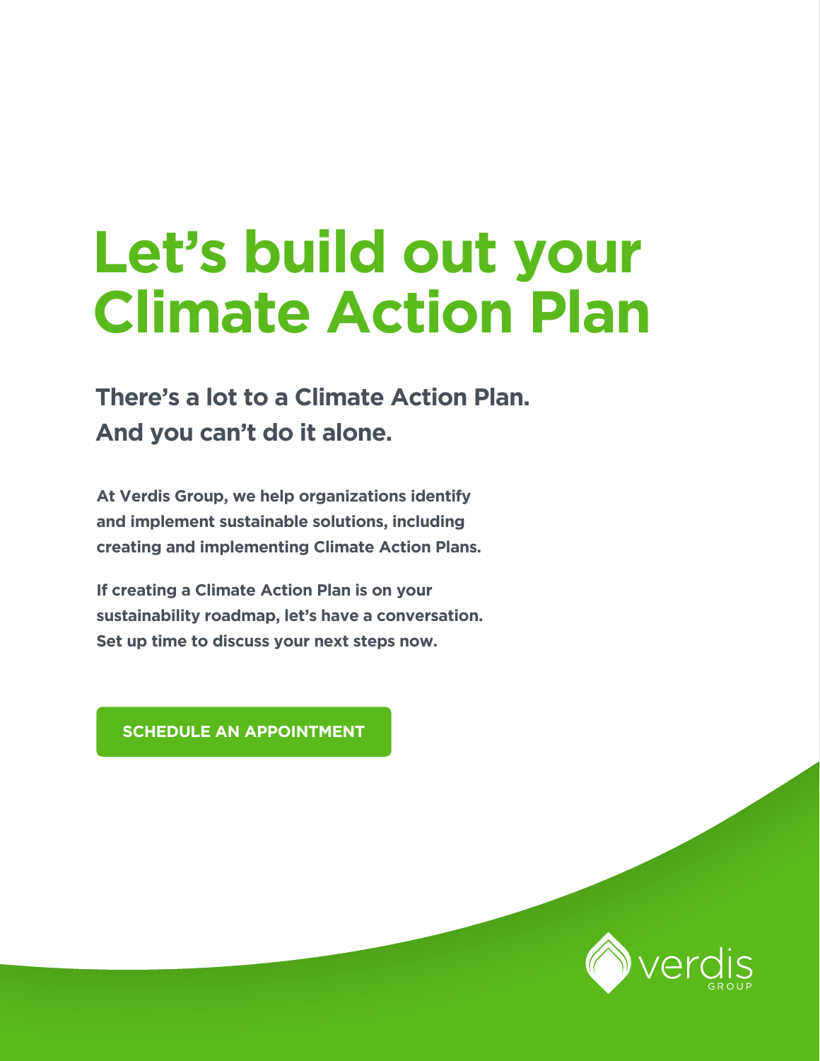# Let's build out your Climate Action Plan

## There's a lot to a Climate Action Plan. And you can't do it alone.

**At Verdis Group, we help organizations identify and implement sustainable solutions, including creating and implementing Climate Action Plans.**

**If creating a Climate Action Plan is on your sustainability roadmap, let's have a conversation. Set up time to discuss your next steps now.**

**SCHEDULE AN APPOINTMENT**

verdis GROUP